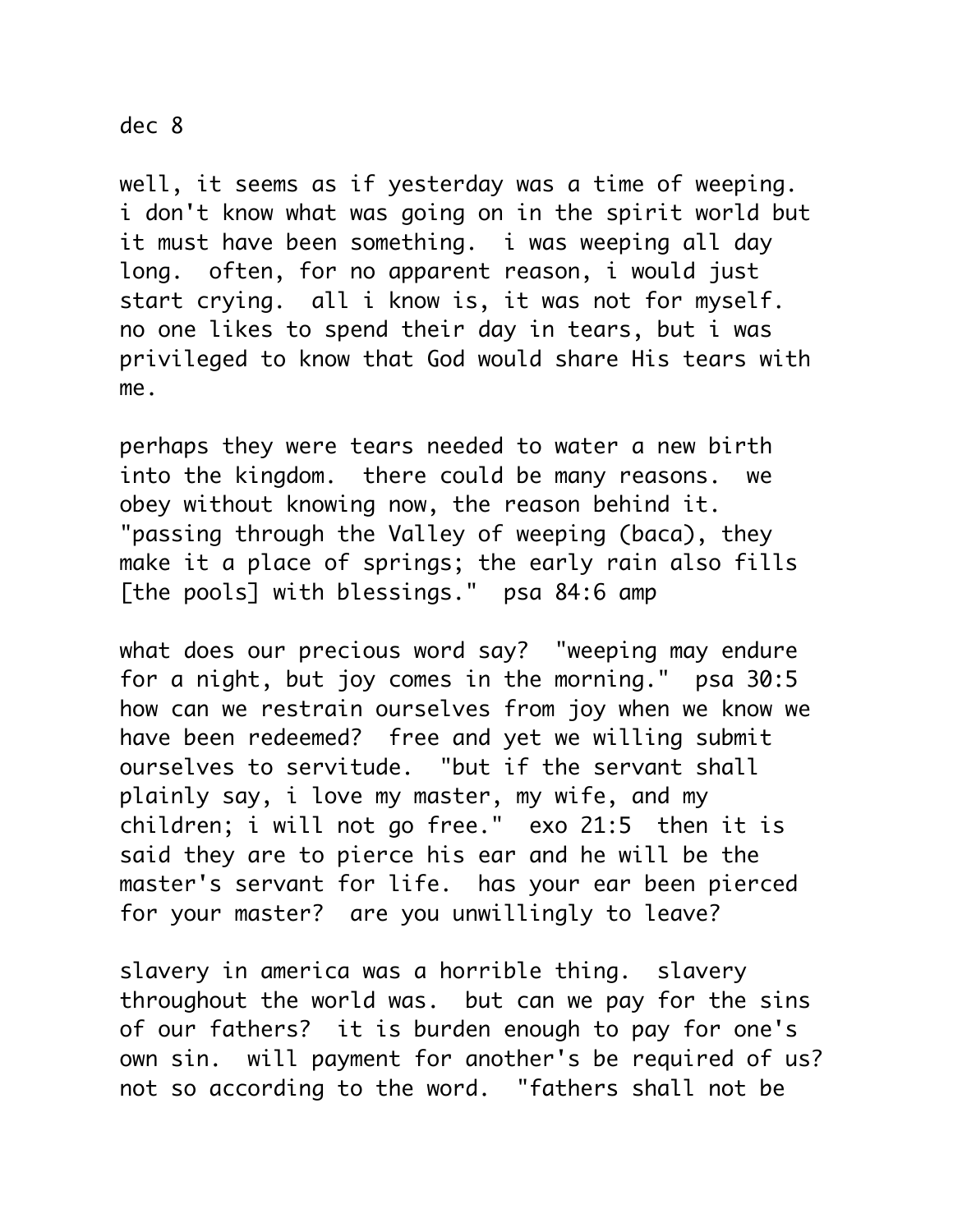dec 8

well, it seems as if yesterday was a time of weeping. i don't know what was going on in the spirit world but it must have been something. i was weeping all day long. often, for no apparent reason, i would just start crying. all i know is, it was not for myself. no one likes to spend their day in tears, but i was privileged to know that God would share His tears with me.

perhaps they were tears needed to water a new birth into the kingdom. there could be many reasons. we obey without knowing now, the reason behind it. "passing through the Valley of weeping (baca), they make it a place of springs; the early rain also fills [the pools] with blessings." psa 84:6 amp

what does our precious word say? "weeping may endure for a night, but joy comes in the morning." psa 30:5 how can we restrain ourselves from joy when we know we have been redeemed? free and yet we willing submit ourselves to servitude. "but if the servant shall plainly say, i love my master, my wife, and my children; i will not go free." exo 21:5 then it is said they are to pierce his ear and he will be the master's servant for life. has your ear been pierced for your master? are you unwillingly to leave?

slavery in america was a horrible thing. slavery throughout the world was. but can we pay for the sins of our fathers? it is burden enough to pay for one's own sin. will payment for another's be required of us? not so according to the word. "fathers shall not be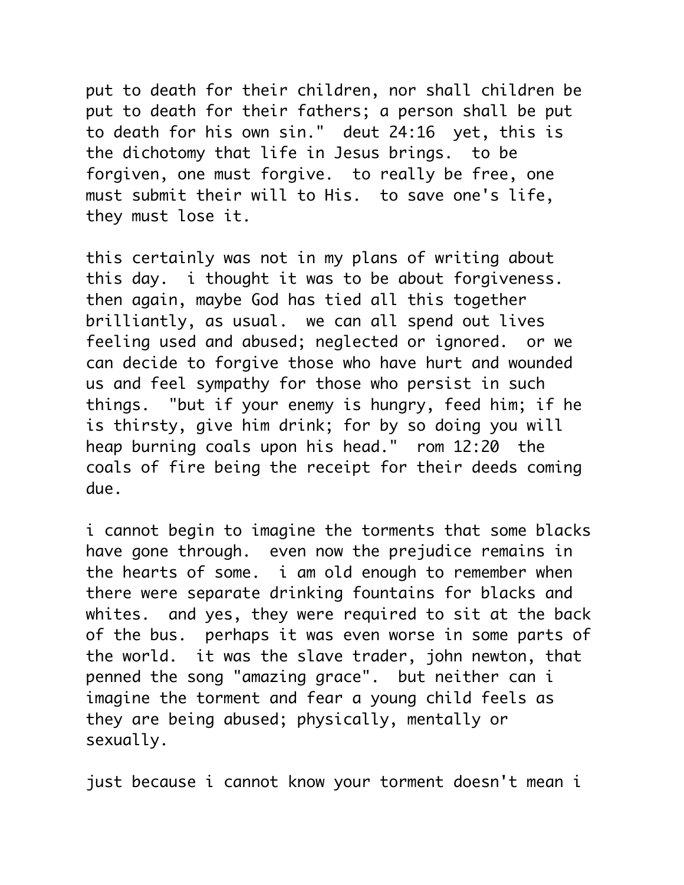put to death for their children, nor shall children be put to death for their fathers; a person shall be put to death for his own sin."  deut 24:16  yet, this is the dichotomy that life in Jesus brings.  to be forgiven, one must forgive.  to really be free, one must submit their will to His.  to save one's life, they must lose it.

this certainly was not in my plans of writing about this day.  i thought it was to be about forgiveness.  then again, maybe God has tied all this together brilliantly, as usual.  we can all spend out lives feeling used and abused; neglected or ignored.  or we can decide to forgive those who have hurt and wounded us and feel sympathy for those who persist in such things.  "but if your enemy is hungry, feed him; if he is thirsty, give him drink; for by so doing you will heap burning coals upon his head."  rom 12:20  the coals of fire being the receipt for their deeds coming due.

i cannot begin to imagine the torments that some blacks have gone through.  even now the prejudice remains in the hearts of some.  i am old enough to remember when there were separate drinking fountains for blacks and whites.  and yes, they were required to sit at the back of the bus.  perhaps it was even worse in some parts of the world.  it was the slave trader, john newton, that penned the song "amazing grace".  but neither can i imagine the torment and fear a young child feels as they are being abused; physically, mentally or sexually.

just because i cannot know your torment doesn't mean i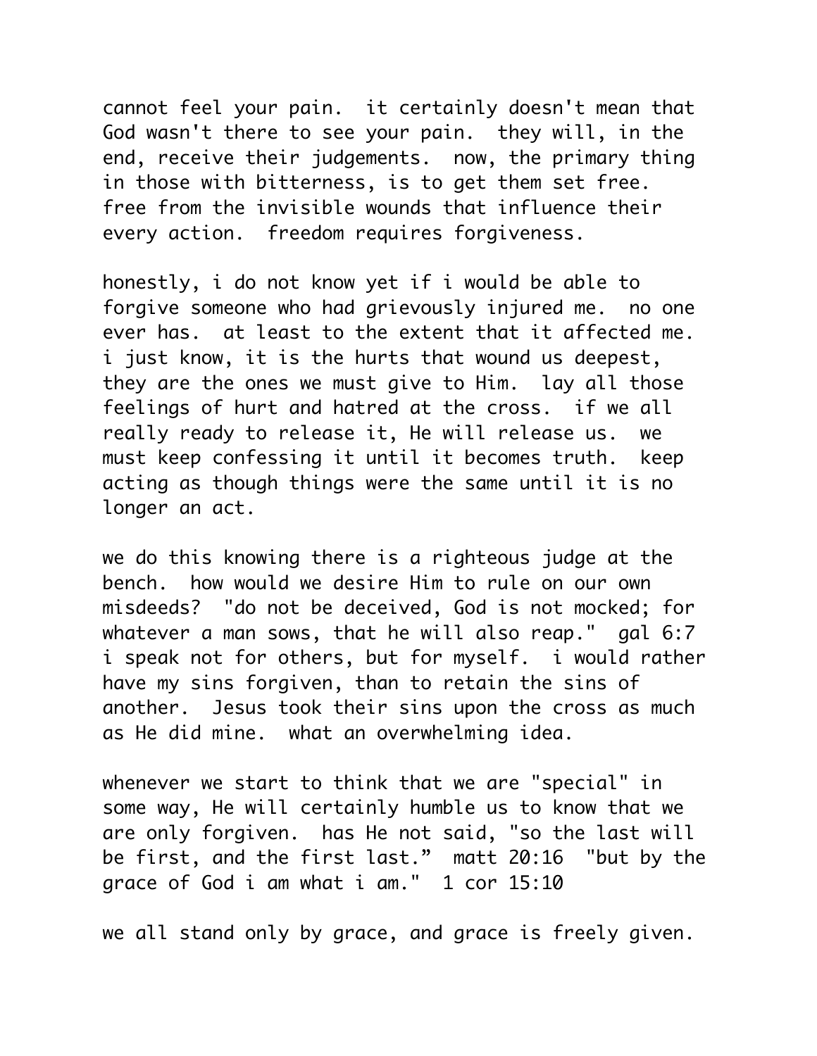cannot feel your pain. it certainly doesn't mean that God wasn't there to see your pain. they will, in the end, receive their judgements. now, the primary thing in those with bitterness, is to get them set free. free from the invisible wounds that influence their every action. freedom requires forgiveness.

honestly, i do not know yet if i would be able to forgive someone who had grievously injured me. no one ever has. at least to the extent that it affected me. i just know, it is the hurts that wound us deepest, they are the ones we must give to Him. lay all those feelings of hurt and hatred at the cross. if we all really ready to release it, He will release us. we must keep confessing it until it becomes truth. keep acting as though things were the same until it is no longer an act.

we do this knowing there is a righteous judge at the bench. how would we desire Him to rule on our own misdeeds? "do not be deceived, God is not mocked; for whatever a man sows, that he will also reap." gal 6:7 i speak not for others, but for myself. i would rather have my sins forgiven, than to retain the sins of another. Jesus took their sins upon the cross as much as He did mine. what an overwhelming idea.

whenever we start to think that we are "special" in some way, He will certainly humble us to know that we are only forgiven. has He not said, "so the last will be first, and the first last." matt 20:16 "but by the grace of God i am what i am." 1 cor 15:10

we all stand only by grace, and grace is freely given.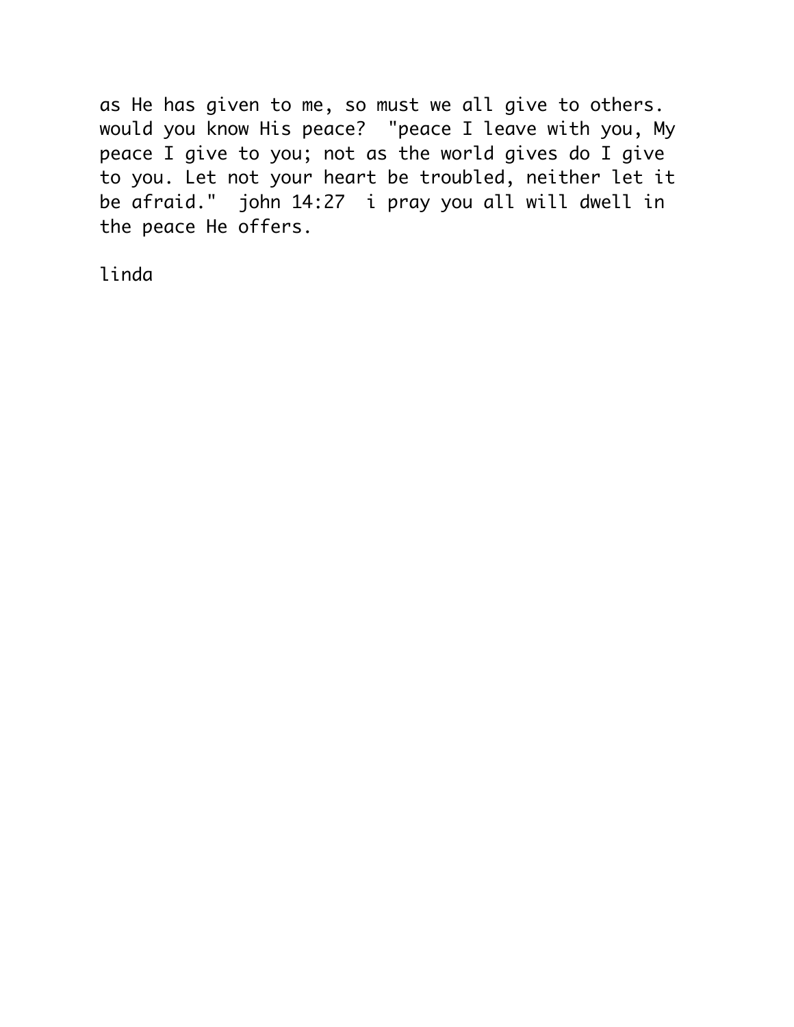as He has given to me, so must we all give to others. would you know His peace?  "peace I leave with you, My peace I give to you; not as the world gives do I give to you. Let not your heart be troubled, neither let it be afraid."  john 14:27  i pray you all will dwell in the peace He offers.

linda